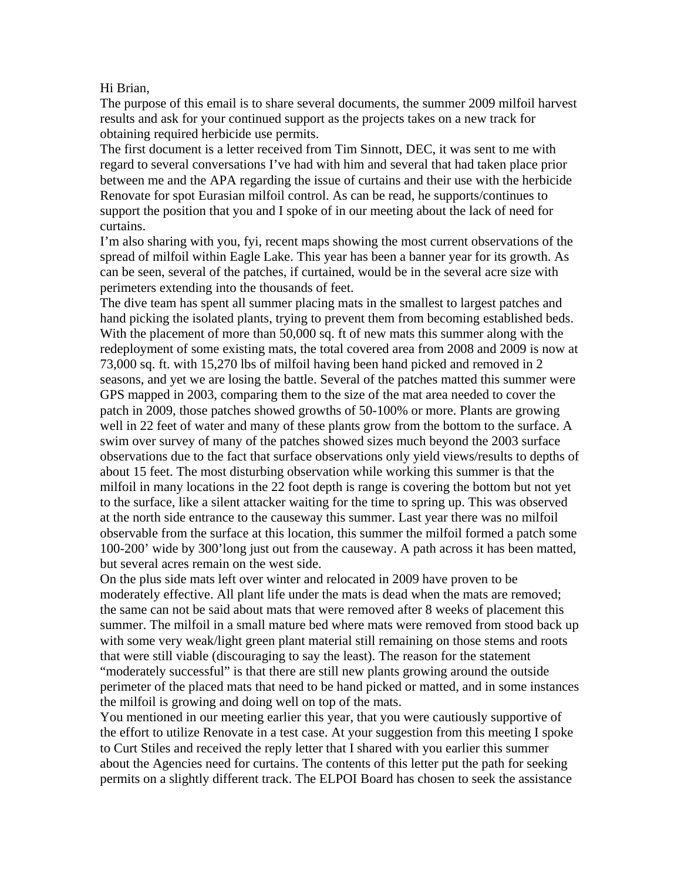Hi Brian,

The purpose of this email is to share several documents, the summer 2009 milfoil harvest results and ask for your continued support as the projects takes on a new track for obtaining required herbicide use permits.

The first document is a letter received from Tim Sinnott, DEC, it was sent to me with regard to several conversations I've had with him and several that had taken place prior between me and the APA regarding the issue of curtains and their use with the herbicide Renovate for spot Eurasian milfoil control. As can be read, he supports/continues to support the position that you and I spoke of in our meeting about the lack of need for curtains.

I'm also sharing with you, fyi, recent maps showing the most current observations of the spread of milfoil within Eagle Lake. This year has been a banner year for its growth. As can be seen, several of the patches, if curtained, would be in the several acre size with perimeters extending into the thousands of feet.

The dive team has spent all summer placing mats in the smallest to largest patches and hand picking the isolated plants, trying to prevent them from becoming established beds. With the placement of more than 50,000 sq. ft of new mats this summer along with the redeployment of some existing mats, the total covered area from 2008 and 2009 is now at 73,000 sq. ft. with 15,270 lbs of milfoil having been hand picked and removed in 2 seasons, and yet we are losing the battle. Several of the patches matted this summer were GPS mapped in 2003, comparing them to the size of the mat area needed to cover the patch in 2009, those patches showed growths of 50-100% or more. Plants are growing well in 22 feet of water and many of these plants grow from the bottom to the surface. A swim over survey of many of the patches showed sizes much beyond the 2003 surface observations due to the fact that surface observations only yield views/results to depths of about 15 feet. The most disturbing observation while working this summer is that the milfoil in many locations in the 22 foot depth is range is covering the bottom but not yet to the surface, like a silent attacker waiting for the time to spring up. This was observed at the north side entrance to the causeway this summer. Last year there was no milfoil observable from the surface at this location, this summer the milfoil formed a patch some 100-200' wide by 300'long just out from the causeway. A path across it has been matted, but several acres remain on the west side.

On the plus side mats left over winter and relocated in 2009 have proven to be moderately effective. All plant life under the mats is dead when the mats are removed; the same can not be said about mats that were removed after 8 weeks of placement this summer. The milfoil in a small mature bed where mats were removed from stood back up with some very weak/light green plant material still remaining on those stems and roots that were still viable (discouraging to say the least). The reason for the statement "moderately successful" is that there are still new plants growing around the outside perimeter of the placed mats that need to be hand picked or matted, and in some instances the milfoil is growing and doing well on top of the mats.

You mentioned in our meeting earlier this year, that you were cautiously supportive of the effort to utilize Renovate in a test case. At your suggestion from this meeting I spoke to Curt Stiles and received the reply letter that I shared with you earlier this summer about the Agencies need for curtains. The contents of this letter put the path for seeking permits on a slightly different track. The ELPOI Board has chosen to seek the assistance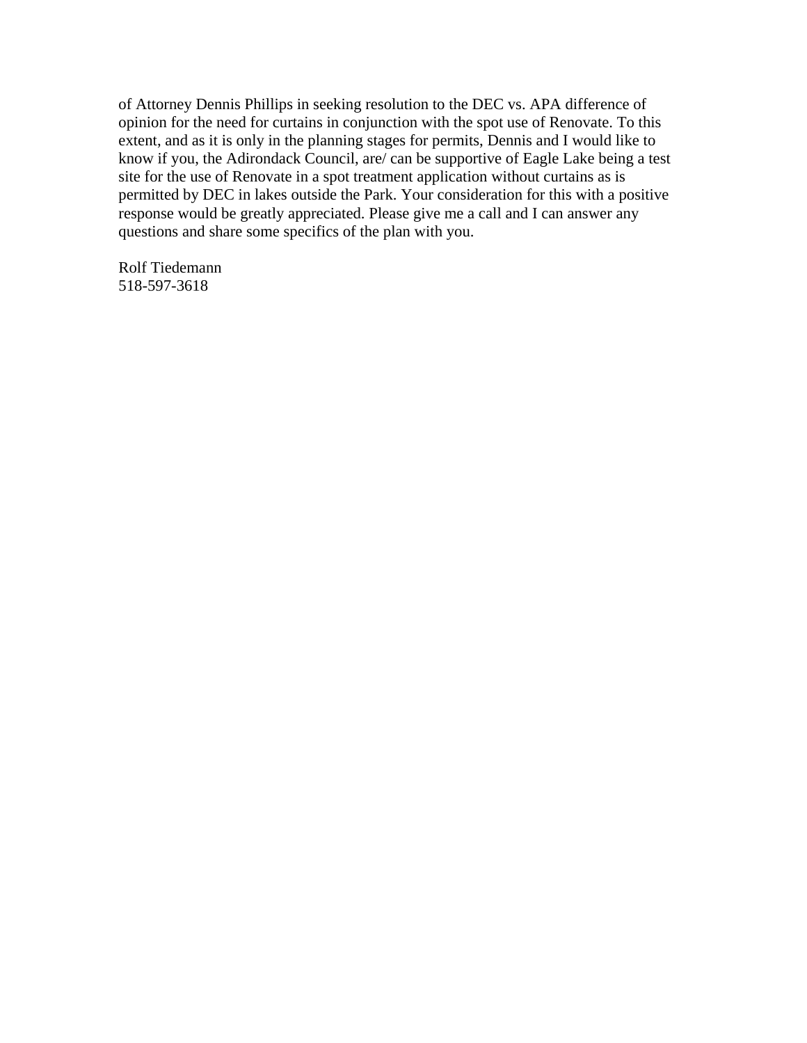of Attorney Dennis Phillips in seeking resolution to the DEC vs. APA difference of opinion for the need for curtains in conjunction with the spot use of Renovate. To this extent, and as it is only in the planning stages for permits, Dennis and I would like to know if you, the Adirondack Council, are/ can be supportive of Eagle Lake being a test site for the use of Renovate in a spot treatment application without curtains as is permitted by DEC in lakes outside the Park. Your consideration for this with a positive response would be greatly appreciated. Please give me a call and I can answer any questions and share some specifics of the plan with you.

Rolf Tiedemann
518-597-3618